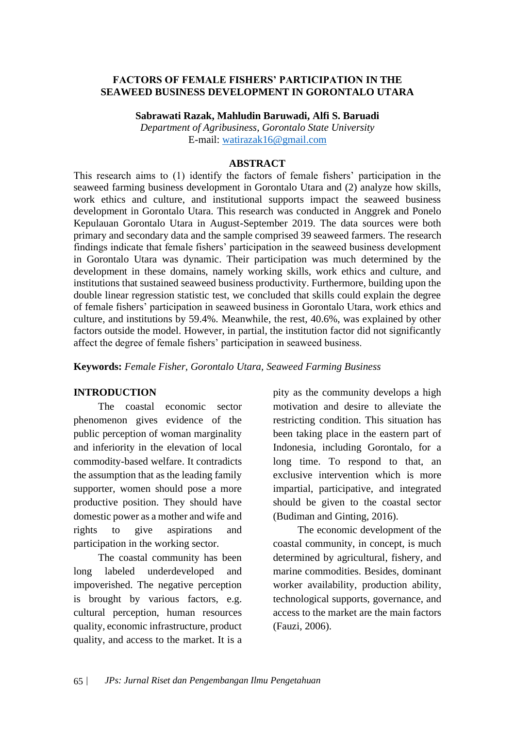# FACTORS OF FEMALE FISHERS' PARTICIPATION IN THE SEAWEED BUSINESS DEVELOPMENT IN GORONTALO UTARA

**Sabrawati Razak, Mahludin Baruwadi, Alfi S. Baruadi**

*Department of Agribusiness, Gorontalo State University*

E-mail: watirazak16@gmail.com

## ABSTRACT

This research aims to (1) identify the factors of female fishers' participation in the seaweed farming business development in Gorontalo Utara and (2) analyze how skills, work ethics and culture, and institutional supports impact the seaweed business development in Gorontalo Utara. This research was conducted in Anggrek and Ponelo Kepulauan Gorontalo Utara in August-September 2019. The data sources were both primary and secondary data and the sample comprised 39 seaweed farmers. The research findings indicate that female fishers' participation in the seaweed business development in Gorontalo Utara was dynamic. Their participation was much determined by the development in these domains, namely working skills, work ethics and culture, and institutions that sustained seaweed business productivity. Furthermore, building upon the double linear regression statistic test, we concluded that skills could explain the degree of female fishers' participation in seaweed business in Gorontalo Utara, work ethics and culture, and institutions by 59.4%. Meanwhile, the rest, 40.6%, was explained by other factors outside the model. However, in partial, the institution factor did not significantly affect the degree of female fishers' participation in seaweed business.

**Keywords:** *Female Fisher, Gorontalo Utara, Seaweed Farming Business*

## INTRODUCTION

The coastal economic sector phenomenon gives evidence of the public perception of woman marginality and inferiority in the elevation of local commodity-based welfare. It contradicts the assumption that as the leading family supporter, women should pose a more productive position. They should have domestic power as a mother and wife and rights to give aspirations and participation in the working sector.

The coastal community has been long labeled underdeveloped and impoverished. The negative perception is brought by various factors, e.g. cultural perception, human resources quality, economic infrastructure, product quality, and access to the market. It is a pity as the community develops a high motivation and desire to alleviate the restricting condition. This situation has been taking place in the eastern part of Indonesia, including Gorontalo, for a long time. To respond to that, an exclusive intervention which is more impartial, participative, and integrated should be given to the coastal sector (Budiman and Ginting, 2016).

The economic development of the coastal community, in concept, is much determined by agricultural, fishery, and marine commodities. Besides, dominant worker availability, production ability, technological supports, governance, and access to the market are the main factors (Fauzi, 2006).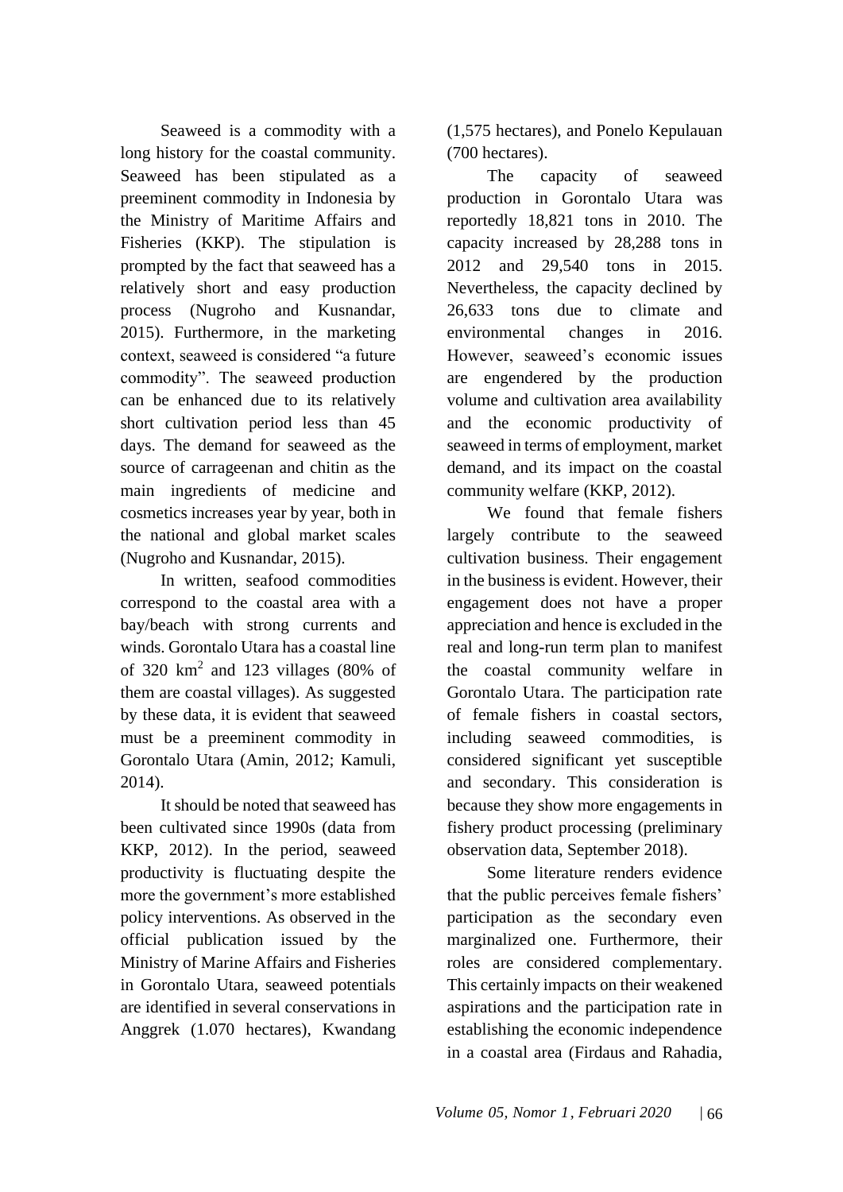Seaweed is a commodity with a long history for the coastal community. Seaweed has been stipulated as a preeminent commodity in Indonesia by the Ministry of Maritime Affairs and Fisheries (KKP). The stipulation is prompted by the fact that seaweed has a relatively short and easy production process (Nugroho and Kusnandar, 2015). Furthermore, in the marketing context, seaweed is considered "a future commodity". The seaweed production can be enhanced due to its relatively short cultivation period less than 45 days. The demand for seaweed as the source of carrageenan and chitin as the main ingredients of medicine and cosmetics increases year by year, both in the national and global market scales (Nugroho and Kusnandar, 2015).

In written, seafood commodities correspond to the coastal area with a bay/beach with strong currents and winds. Gorontalo Utara has a coastal line of 320 $km^2$ and 123 villages (80% of them are coastal villages). As suggested by these data, it is evident that seaweed must be a preeminent commodity in Gorontalo Utara (Amin, 2012; Kamuli, 2014).

It should be noted that seaweed has been cultivated since 1990s (data from KKP, 2012). In the period, seaweed productivity is fluctuating despite the more the government's more established policy interventions. As observed in the official publication issued by the Ministry of Marine Affairs and Fisheries in Gorontalo Utara, seaweed potentials are identified in several conservations in Anggrek (1.070 hectares), Kwandang (1,575 hectares), and Ponelo Kepulauan (700 hectares).

The capacity of seaweed production in Gorontalo Utara was reportedly 18,821 tons in 2010. The capacity increased by 28,288 tons in 2012 and 29,540 tons in 2015. Nevertheless, the capacity declined by 26,633 tons due to climate and environmental changes in 2016. However, seaweed's economic issues are engendered by the production volume and cultivation area availability and the economic productivity of seaweed in terms of employment, market demand, and its impact on the coastal community welfare (KKP, 2012).

We found that female fishers largely contribute to the seaweed cultivation business. Their engagement in the business is evident. However, their engagement does not have a proper appreciation and hence is excluded in the real and long-run term plan to manifest the coastal community welfare in Gorontalo Utara. The participation rate of female fishers in coastal sectors, including seaweed commodities, is considered significant yet susceptible and secondary. This consideration is because they show more engagements in fishery product processing (preliminary observation data, September 2018).

Some literature renders evidence that the public perceives female fishers' participation as the secondary even marginalized one. Furthermore, their roles are considered complementary. This certainly impacts on their weakened aspirations and the participation rate in establishing the economic independence in a coastal area (Firdaus and Rahadia,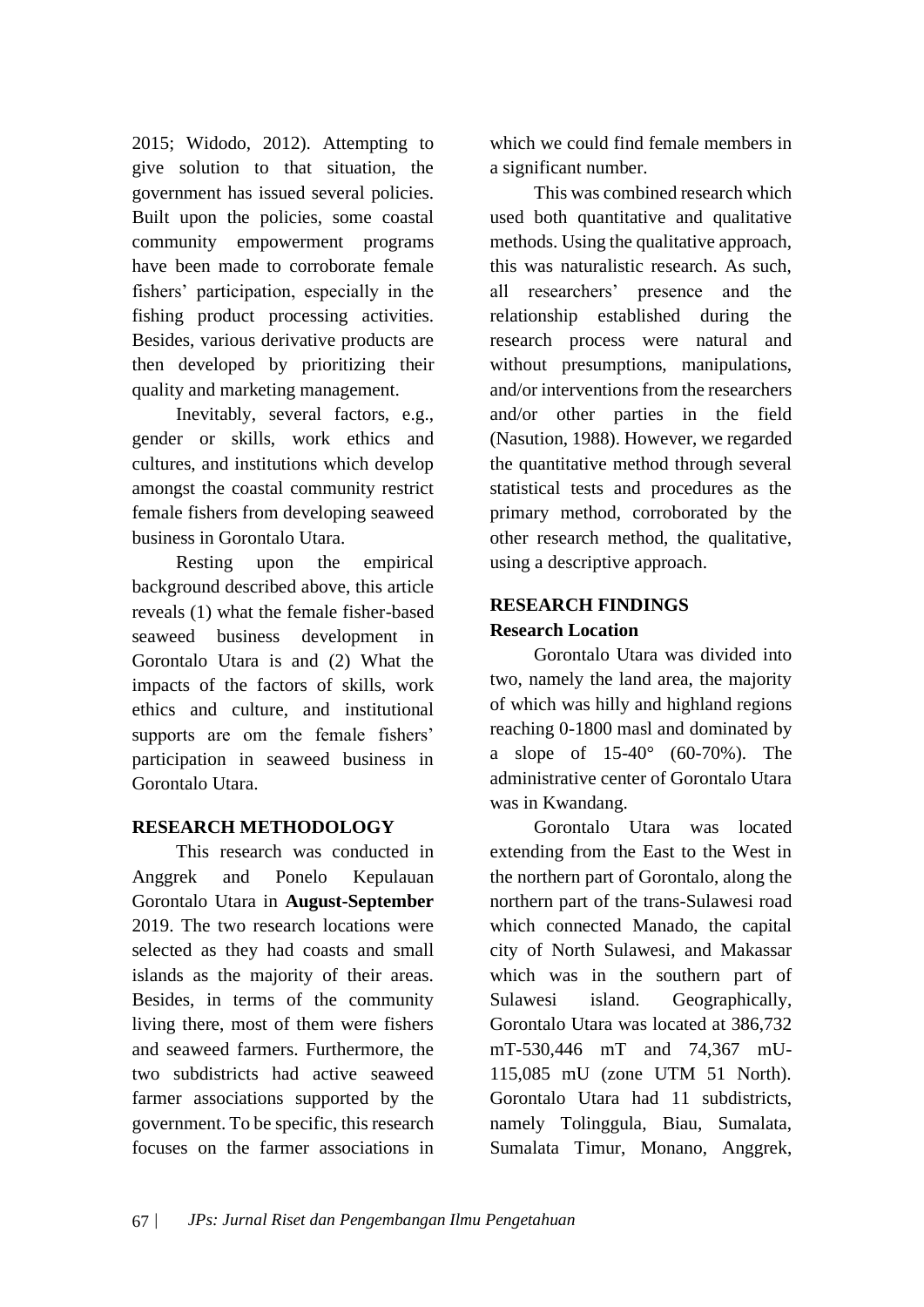2015; Widodo, 2012). Attempting to give solution to that situation, the government has issued several policies. Built upon the policies, some coastal community empowerment programs have been made to corroborate female fishers' participation, especially in the fishing product processing activities. Besides, various derivative products are then developed by prioritizing their quality and marketing management.

Inevitably, several factors, e.g., gender or skills, work ethics and cultures, and institutions which develop amongst the coastal community restrict female fishers from developing seaweed business in Gorontalo Utara.

Resting upon the empirical background described above, this article reveals (1) what the female fisher-based seaweed business development in Gorontalo Utara is and (2) What the impacts of the factors of skills, work ethics and culture, and institutional supports are om the female fishers' participation in seaweed business in Gorontalo Utara.

## RESEARCH METHODOLOGY

This research was conducted in Anggrek and Ponelo Kepulauan Gorontalo Utara in **August-September** 2019. The two research locations were selected as they had coasts and small islands as the majority of their areas. Besides, in terms of the community living there, most of them were fishers and seaweed farmers. Furthermore, the two subdistricts had active seaweed farmer associations supported by the government. To be specific, this research focuses on the farmer associations in which we could find female members in a significant number.

This was combined research which used both quantitative and qualitative methods. Using the qualitative approach, this was naturalistic research. As such, all researchers' presence and the relationship established during the research process were natural and without presumptions, manipulations, and/or interventions from the researchers and/or other parties in the field (Nasution, 1988). However, we regarded the quantitative method through several statistical tests and procedures as the primary method, corroborated by the other research method, the qualitative, using a descriptive approach.

## RESEARCH FINDINGS

### Research Location

Gorontalo Utara was divided into two, namely the land area, the majority of which was hilly and highland regions reaching 0-1800 masl and dominated by a slope of 15-40° (60-70%). The administrative center of Gorontalo Utara was in Kwandang.

Gorontalo Utara was located extending from the East to the West in the northern part of Gorontalo, along the northern part of the trans-Sulawesi road which connected Manado, the capital city of North Sulawesi, and Makassar which was in the southern part of Sulawesi island. Geographically, Gorontalo Utara was located at 386,732 mT-530,446 mT and 74,367 mU-115,085 mU (zone UTM 51 North). Gorontalo Utara had 11 subdistricts, namely Tolinggula, Biau, Sumalata, Sumalata Timur, Monano, Anggrek,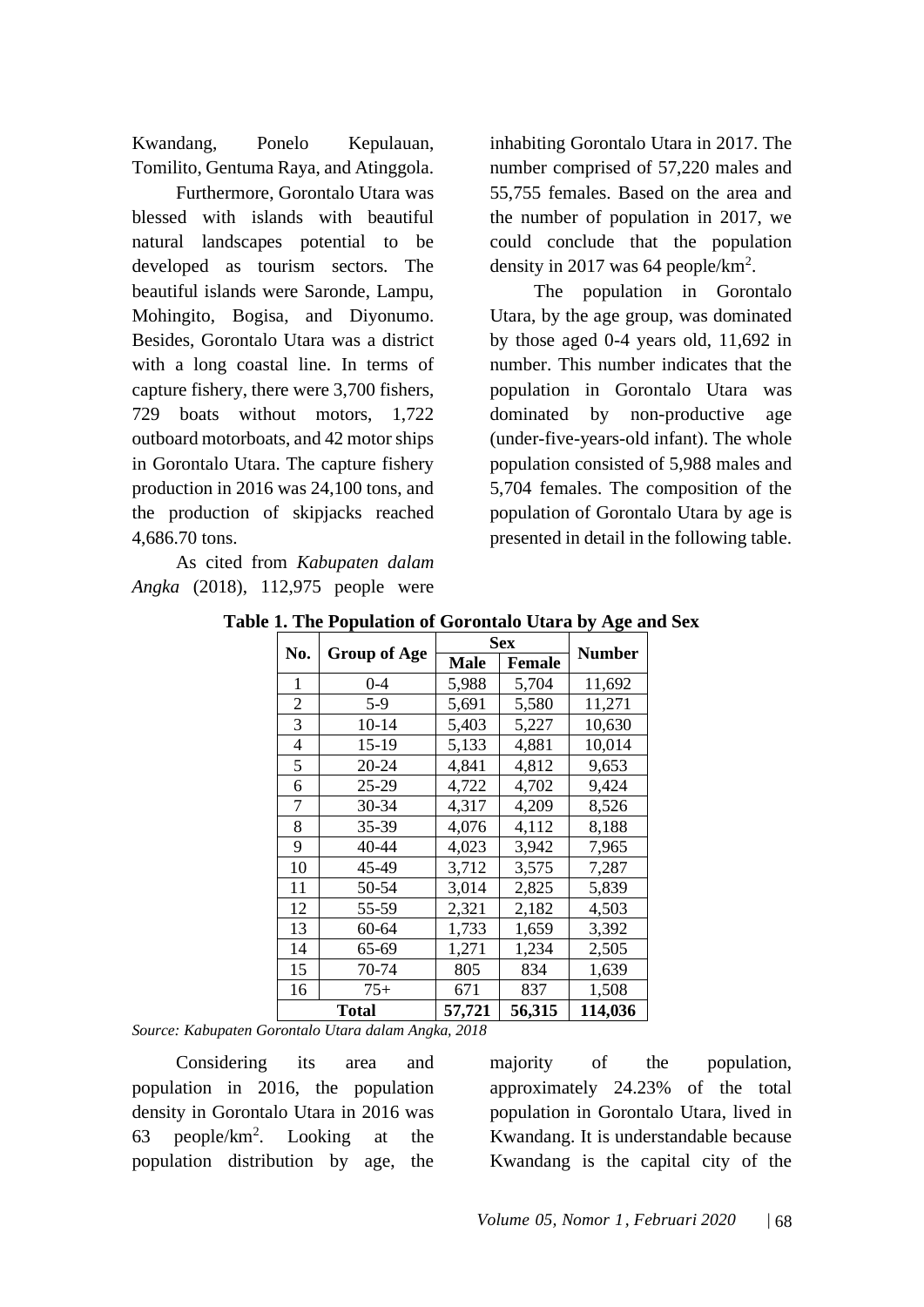Kwandang, Ponelo Kepulauan, Tomilito, Gentuma Raya, and Atinggola.

Furthermore, Gorontalo Utara was blessed with islands with beautiful natural landscapes potential to be developed as tourism sectors. The beautiful islands were Saronde, Lampu, Mohingito, Bogisa, and Diyonumo. Besides, Gorontalo Utara was a district with a long coastal line. In terms of capture fishery, there were 3,700 fishers, 729 boats without motors, 1,722 outboard motorboats, and 42 motor ships in Gorontalo Utara. The capture fishery production in 2016 was 24,100 tons, and the production of skipjacks reached 4,686.70 tons.

As cited from *Kabupaten dalam Angka* (2018), 112,975 people were inhabiting Gorontalo Utara in 2017. The number comprised of 57,220 males and 55,755 females. Based on the area and the number of population in 2017, we could conclude that the population density in 2017 was 64 people/km$^2$.

The population in Gorontalo Utara, by the age group, was dominated by those aged 0-4 years old, 11,692 in number. This number indicates that the population in Gorontalo Utara was dominated by non-productive age (under-five-years-old infant). The whole population consisted of 5,988 males and 5,704 females. The composition of the population of Gorontalo Utara by age is presented in detail in the following table.

**Table 1. The Population of Gorontalo Utara by Age and Sex**

| No. | Group of Age | Sex | | Number |
|---|---|---|---|---|
| | | **Male** | **Female** | |
| 1 | 0-4 | 5,988 | 5,704 | 11,692 |
| 2 | 5-9 | 5,691 | 5,580 | 11,271 |
| 3 | 10-14 | 5,403 | 5,227 | 10,630 |
| 4 | 15-19 | 5,133 | 4,881 | 10,014 |
| 5 | 20-24 | 4,841 | 4,812 | 9,653 |
| 6 | 25-29 | 4,722 | 4,702 | 9,424 |
| 7 | 30-34 | 4,317 | 4,209 | 8,526 |
| 8 | 35-39 | 4,076 | 4,112 | 8,188 |
| 9 | 40-44 | 4,023 | 3,942 | 7,965 |
| 10 | 45-49 | 3,712 | 3,575 | 7,287 |
| 11 | 50-54 | 3,014 | 2,825 | 5,839 |
| 12 | 55-59 | 2,321 | 2,182 | 4,503 |
| 13 | 60-64 | 1,733 | 1,659 | 3,392 |
| 14 | 65-69 | 1,271 | 1,234 | 2,505 |
| 15 | 70-74 | 805 | 834 | 1,639 |
| 16 | 75+ | 671 | 837 | 1,508 |
| **Total** | | **57,721** | **56,315** | **114,036** |

*Source: Kabupaten Gorontalo Utara dalam Angka, 2018*

Considering its area and population in 2016, the population density in Gorontalo Utara in 2016 was 63 people/km$^2$. Looking at the population distribution by age, the majority of the population, approximately 24.23% of the total population in Gorontalo Utara, lived in Kwandang. It is understandable because Kwandang is the capital city of the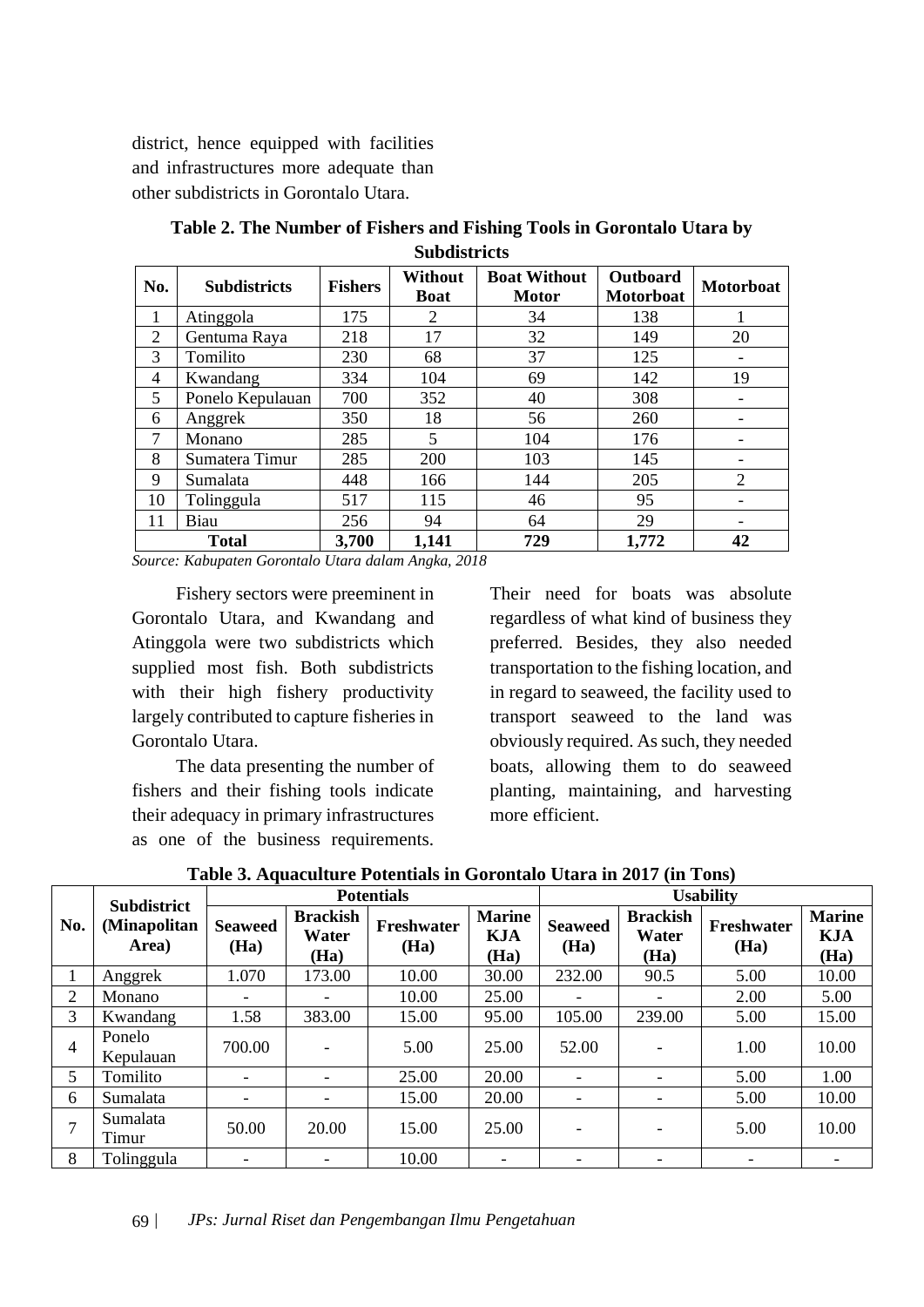district, hence equipped with facilities and infrastructures more adequate than other subdistricts in Gorontalo Utara.

**Table 2. The Number of Fishers and Fishing Tools in Gorontalo Utara by Subdistricts**

| No. | Subdistricts | Fishers | Without Boat | Boat Without Motor | Outboard Motorboat | Motorboat |
|---|---|---|---|---|---|---|
| 1 | Atinggola | 175 | 2 | 34 | 138 | 1 |
| 2 | Gentuma Raya | 218 | 17 | 32 | 149 | 20 |
| 3 | Tomilito | 230 | 68 | 37 | 125 | - |
| 4 | Kwandang | 334 | 104 | 69 | 142 | 19 |
| 5 | Ponelo Kepulauan | 700 | 352 | 40 | 308 | - |
| 6 | Anggrek | 350 | 18 | 56 | 260 | - |
| 7 | Monano | 285 | 5 | 104 | 176 | - |
| 8 | Sumatera Timur | 285 | 200 | 103 | 145 | - |
| 9 | Sumalata | 448 | 166 | 144 | 205 | 2 |
| 10 | Tolinggula | 517 | 115 | 46 | 95 | - |
| 11 | Biau | 256 | 94 | 64 | 29 | - |
| **Total** | | **3,700** | **1,141** | **729** | **1,772** | **42** |

*Source: Kabupaten Gorontalo Utara dalam Angka, 2018*

Fishery sectors were preeminent in Gorontalo Utara, and Kwandang and Atinggola were two subdistricts which supplied most fish. Both subdistricts with their high fishery productivity largely contributed to capture fisheries in Gorontalo Utara.

The data presenting the number of fishers and their fishing tools indicate their adequacy in primary infrastructures as one of the business requirements. Their need for boats was absolute regardless of what kind of business they preferred. Besides, they also needed transportation to the fishing location, and in regard to seaweed, the facility used to transport seaweed to the land was obviously required. As such, they needed boats, allowing them to do seaweed planting, maintaining, and harvesting more efficient.

**Table 3. Aquaculture Potentials in Gorontalo Utara in 2017 (in Tons)**

| No. | Subdistrict (Minapolitan Area) | Potentials | | | | Usability | | | |
|---|---|---|---|---|---|---|---|---|---|
| | | Seaweed (Ha) | Brackish Water (Ha) | Freshwater (Ha) | Marine KJA (Ha) | Seaweed (Ha) | Brackish Water (Ha) | Freshwater (Ha) | Marine KJA (Ha) |
| 1 | Anggrek | 1.070 | 173.00 | 10.00 | 30.00 | 232.00 | 90.5 | 5.00 | 10.00 |
| 2 | Monano | - | - | 10.00 | 25.00 | - | - | 2.00 | 5.00 |
| 3 | Kwandang | 1.58 | 383.00 | 15.00 | 95.00 | 105.00 | 239.00 | 5.00 | 15.00 |
| 4 | Ponelo Kepulauan | 700.00 | - | 5.00 | 25.00 | 52.00 | - | 1.00 | 10.00 |
| 5 | Tomilito | - | - | 25.00 | 20.00 | - | - | 5.00 | 1.00 |
| 6 | Sumalata | - | - | 15.00 | 20.00 | - | - | 5.00 | 10.00 |
| 7 | Sumalata Timur | 50.00 | 20.00 | 15.00 | 25.00 | - | - | 5.00 | 10.00 |
| 8 | Tolinggula | - | - | 10.00 | - | - | - | - | - |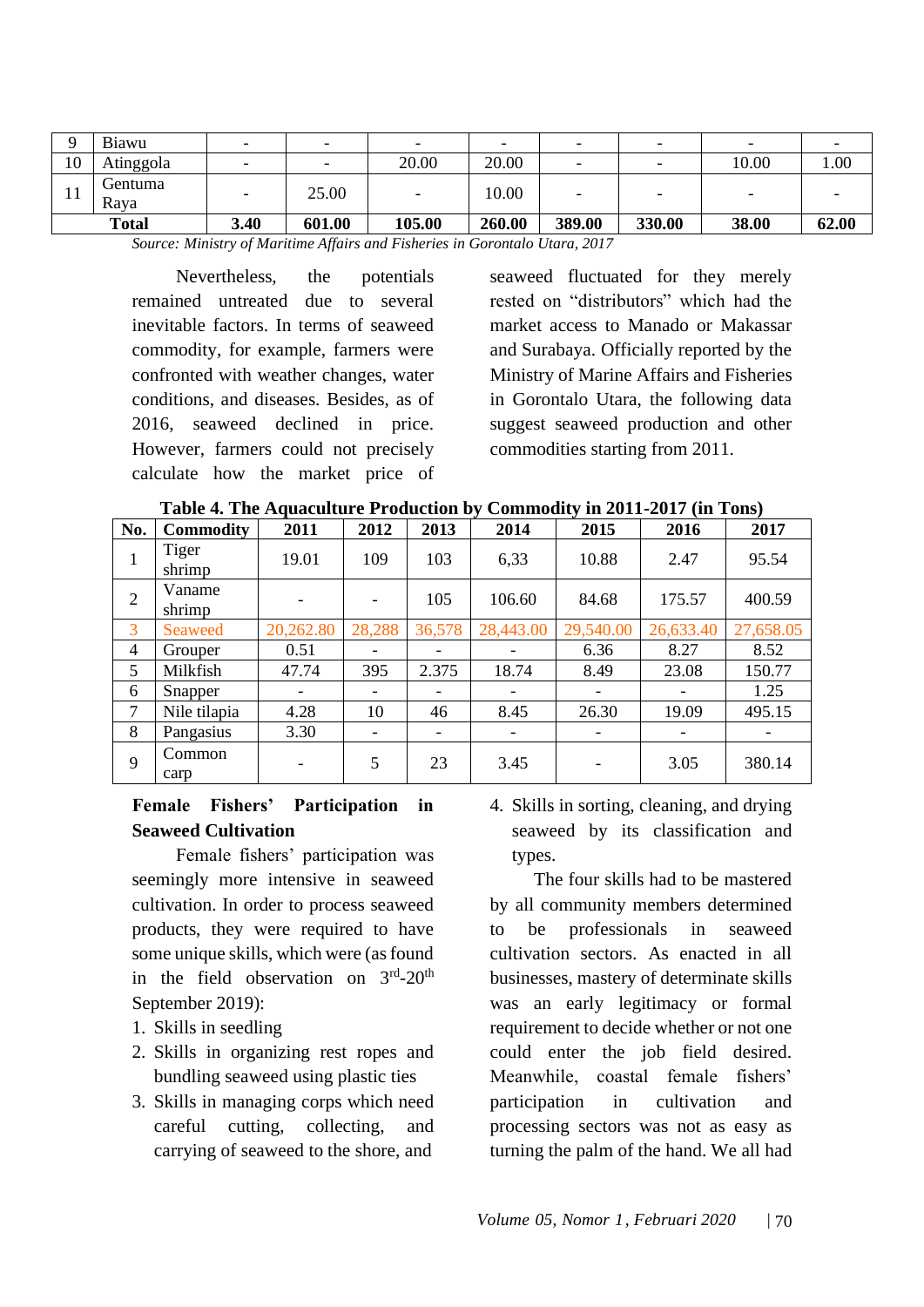| 9 | Biawu | - | - | - | - | - | - | - | - |
|---|---|---|---|---|---|---|---|---|---|
| 10 | Atinggola | - | - | 20.00 | 20.00 | - | - | 10.00 | 1.00 |
| 11 | Gentuma Raya | - | 25.00 | - | 10.00 | - | - | - | - |
| **Total** | | **3.40** | **601.00** | **105.00** | **260.00** | **389.00** | **330.00** | **38.00** | **62.00** |

*Source: Ministry of Maritime Affairs and Fisheries in Gorontalo Utara, 2017*

Nevertheless, the potentials remained untreated due to several inevitable factors. In terms of seaweed commodity, for example, farmers were confronted with weather changes, water conditions, and diseases. Besides, as of 2016, seaweed declined in price. However, farmers could not precisely calculate how the market price of seaweed fluctuated for they merely rested on "distributors" which had the market access to Manado or Makassar and Surabaya. Officially reported by the Ministry of Marine Affairs and Fisheries in Gorontalo Utara, the following data suggest seaweed production and other commodities starting from 2011.

**Table 4. The Aquaculture Production by Commodity in 2011-2017 (in Tons)**

| No. | Commodity | 2011 | 2012 | 2013 | 2014 | 2015 | 2016 | 2017 |
|---|---|---|---|---|---|---|---|---|
| 1 | Tiger shrimp | 19.01 | 109 | 103 | 6,33 | 10.88 | 2.47 | 95.54 |
| 2 | Vaname shrimp | - | - | 105 | 106.60 | 84.68 | 175.57 | 400.59 |
| 3 | Seaweed | 20,262.80 | 28,288 | 36,578 | 28,443.00 | 29,540.00 | 26,633.40 | 27,658.05 |
| 4 | Grouper | 0.51 | - | - | - | 6.36 | 8.27 | 8.52 |
| 5 | Milkfish | 47.74 | 395 | 2.375 | 18.74 | 8.49 | 23.08 | 150.77 |
| 6 | Snapper | - | - | - | - | - | - | 1.25 |
| 7 | Nile tilapia | 4.28 | 10 | 46 | 8.45 | 26.30 | 19.09 | 495.15 |
| 8 | Pangasius | 3.30 | - | - | - | - | - | - |
| 9 | Common carp | - | 5 | 23 | 3.45 | - | 3.05 | 380.14 |

## Female Fishers' Participation in Seaweed Cultivation

Female fishers' participation was seemingly more intensive in seaweed cultivation. In order to process seaweed products, they were required to have some unique skills, which were (as found in the field observation on 3rd-20th September 2019):

1. Skills in seedling
2. Skills in organizing rest ropes and bundling seaweed using plastic ties
3. Skills in managing corps which need careful cutting, collecting, and carrying of seaweed to the shore, and
4. Skills in sorting, cleaning, and drying seaweed by its classification and types.

The four skills had to be mastered by all community members determined to be professionals in seaweed cultivation sectors. As enacted in all businesses, mastery of determinate skills was an early legitimacy or formal requirement to decide whether or not one could enter the job field desired. Meanwhile, coastal female fishers' participation in cultivation and processing sectors was not as easy as turning the palm of the hand. We all had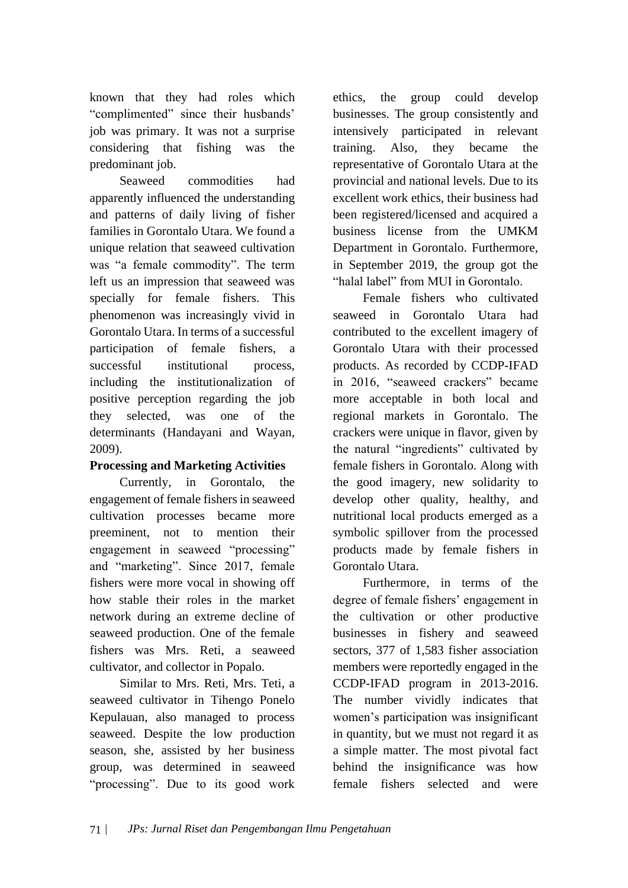known that they had roles which "complimented" since their husbands' job was primary. It was not a surprise considering that fishing was the predominant job.

Seaweed commodities had apparently influenced the understanding and patterns of daily living of fisher families in Gorontalo Utara. We found a unique relation that seaweed cultivation was "a female commodity". The term left us an impression that seaweed was specially for female fishers. This phenomenon was increasingly vivid in Gorontalo Utara. In terms of a successful participation of female fishers, a successful institutional process, including the institutionalization of positive perception regarding the job they selected, was one of the determinants (Handayani and Wayan, 2009).

**Processing and Marketing Activities**

Currently, in Gorontalo, the engagement of female fishers in seaweed cultivation processes became more preeminent, not to mention their engagement in seaweed "processing" and "marketing". Since 2017, female fishers were more vocal in showing off how stable their roles in the market network during an extreme decline of seaweed production. One of the female fishers was Mrs. Reti, a seaweed cultivator, and collector in Popalo.

Similar to Mrs. Reti, Mrs. Teti, a seaweed cultivator in Tihengo Ponelo Kepulauan, also managed to process seaweed. Despite the low production season, she, assisted by her business group, was determined in seaweed "processing". Due to its good work ethics, the group could develop businesses. The group consistently and intensively participated in relevant training. Also, they became the representative of Gorontalo Utara at the provincial and national levels. Due to its excellent work ethics, their business had been registered/licensed and acquired a business license from the UMKM Department in Gorontalo. Furthermore, in September 2019, the group got the "halal label" from MUI in Gorontalo.

Female fishers who cultivated seaweed in Gorontalo Utara had contributed to the excellent imagery of Gorontalo Utara with their processed products. As recorded by CCDP-IFAD in 2016, "seaweed crackers" became more acceptable in both local and regional markets in Gorontalo. The crackers were unique in flavor, given by the natural "ingredients" cultivated by female fishers in Gorontalo. Along with the good imagery, new solidarity to develop other quality, healthy, and nutritional local products emerged as a symbolic spillover from the processed products made by female fishers in Gorontalo Utara.

Furthermore, in terms of the degree of female fishers' engagement in the cultivation or other productive businesses in fishery and seaweed sectors, 377 of 1,583 fisher association members were reportedly engaged in the CCDP-IFAD program in 2013-2016. The number vividly indicates that women's participation was insignificant in quantity, but we must not regard it as a simple matter. The most pivotal fact behind the insignificance was how female fishers selected and were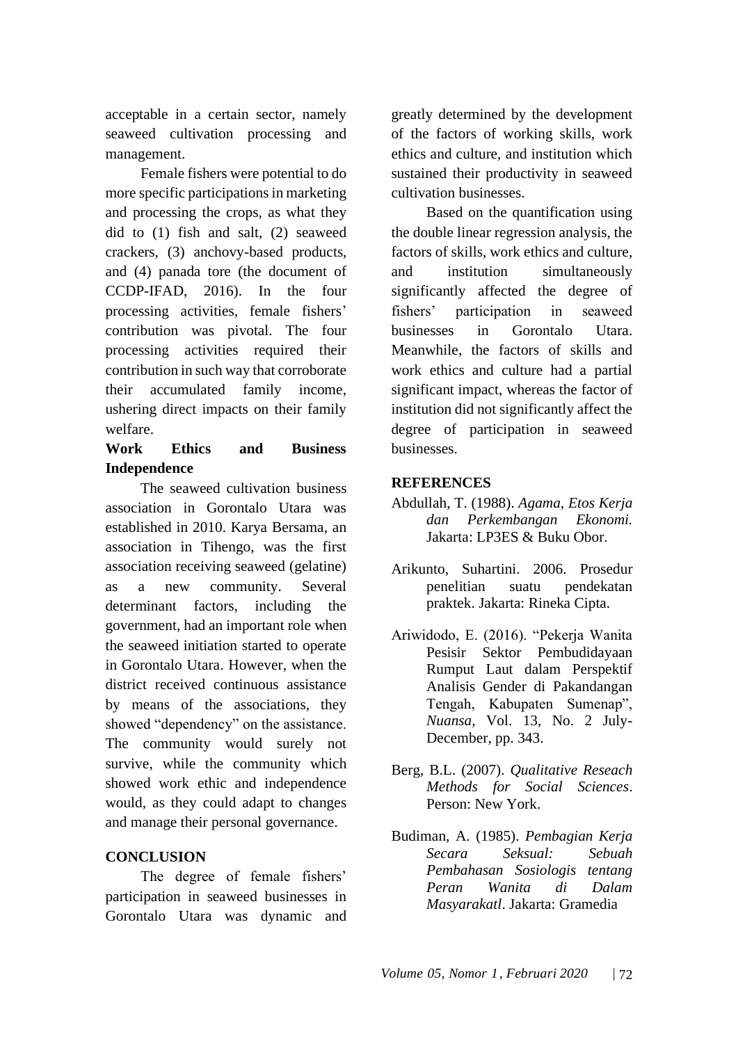acceptable in a certain sector, namely seaweed cultivation processing and management.

Female fishers were potential to do more specific participations in marketing and processing the crops, as what they did to (1) fish and salt, (2) seaweed crackers, (3) anchovy-based products, and (4) panada tore (the document of CCDP-IFAD, 2016). In the four processing activities, female fishers' contribution was pivotal. The four processing activities required their contribution in such way that corroborate their accumulated family income, ushering direct impacts on their family welfare.

### Work Ethics and Business Independence

The seaweed cultivation business association in Gorontalo Utara was established in 2010. Karya Bersama, an association in Tihengo, was the first association receiving seaweed (gelatine) as a new community. Several determinant factors, including the government, had an important role when the seaweed initiation started to operate in Gorontalo Utara. However, when the district received continuous assistance by means of the associations, they showed "dependency" on the assistance. The community would surely not survive, while the community which showed work ethic and independence would, as they could adapt to changes and manage their personal governance.

## CONCLUSION

The degree of female fishers' participation in seaweed businesses in Gorontalo Utara was dynamic and greatly determined by the development of the factors of working skills, work ethics and culture, and institution which sustained their productivity in seaweed cultivation businesses.

Based on the quantification using the double linear regression analysis, the factors of skills, work ethics and culture, and institution simultaneously significantly affected the degree of fishers' participation in seaweed businesses in Gorontalo Utara. Meanwhile, the factors of skills and work ethics and culture had a partial significant impact, whereas the factor of institution did not significantly affect the degree of participation in seaweed businesses.

## REFERENCES

Abdullah, T. (1988). *Agama, Etos Kerja dan Perkembangan Ekonomi.* Jakarta: LP3ES & Buku Obor.

Arikunto, Suhartini. 2006. Prosedur penelitian suatu pendekatan praktek. Jakarta: Rineka Cipta.

Ariwidodo, E. (2016). "Pekerja Wanita Pesisir Sektor Pembudidayaan Rumput Laut dalam Perspektif Analisis Gender di Pakandangan Tengah, Kabupaten Sumenap", *Nuansa*, Vol. 13, No. 2 July-December, pp. 343.

Berg, B.L. (2007). *Qualitative Reseach Methods for Social Sciences*. Person: New York.

Budiman, A. (1985). *Pembagian Kerja Secara Seksual: Sebuah Pembahasan Sosiologis tentang Peran Wanita di Dalam Masyarakatl*. Jakarta: Gramedia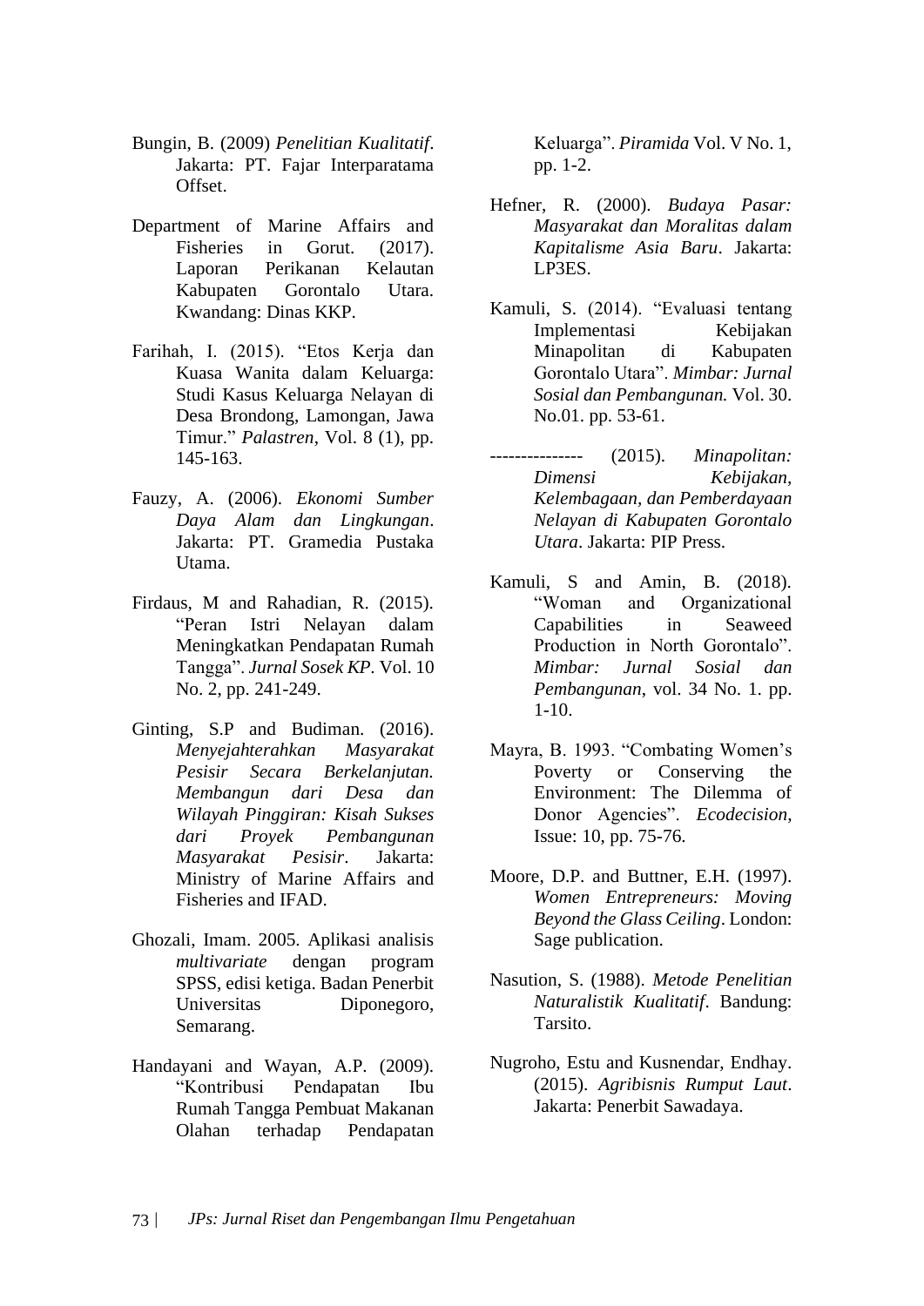Bungin, B. (2009) *Penelitian Kualitatif*. Jakarta: PT. Fajar Interparatama Offset.

Department of Marine Affairs and Fisheries in Gorut. (2017). Laporan Perikanan Kelautan Kabupaten Gorontalo Utara. Kwandang: Dinas KKP.

Farihah, I. (2015). "Etos Kerja dan Kuasa Wanita dalam Keluarga: Studi Kasus Keluarga Nelayan di Desa Brondong, Lamongan, Jawa Timur." *Palastren*, Vol. 8 (1), pp. 145-163.

Fauzy, A. (2006). *Ekonomi Sumber Daya Alam dan Lingkungan*. Jakarta: PT. Gramedia Pustaka Utama.

Firdaus, M and Rahadian, R. (2015). "Peran Istri Nelayan dalam Meningkatkan Pendapatan Rumah Tangga". *Jurnal Sosek KP*. Vol. 10 No. 2, pp. 241-249.

Ginting, S.P and Budiman. (2016). *Menyejahterahkan Masyarakat Pesisir Secara Berkelanjutan. Membangun dari Desa dan Wilayah Pinggiran: Kisah Sukses dari Proyek Pembangunan Masyarakat Pesisir*. Jakarta: Ministry of Marine Affairs and Fisheries and IFAD.

Ghozali, Imam. 2005. Aplikasi analisis *multivariate* dengan program SPSS, edisi ketiga. Badan Penerbit Universitas Diponegoro, Semarang.

Handayani and Wayan, A.P. (2009). "Kontribusi Pendapatan Ibu Rumah Tangga Pembuat Makanan Olahan terhadap Pendapatan Keluarga". *Piramida* Vol. V No. 1, pp. 1-2.

Hefner, R. (2000). *Budaya Pasar: Masyarakat dan Moralitas dalam Kapitalisme Asia Baru*. Jakarta: LP3ES.

Kamuli, S. (2014). "Evaluasi tentang Implementasi Kebijakan Minapolitan di Kabupaten Gorontalo Utara". *Mimbar: Jurnal Sosial dan Pembangunan.* Vol. 30. No.01. pp. 53-61.

--------------- (2015). *Minapolitan: Dimensi Kebijakan, Kelembagaan, dan Pemberdayaan Nelayan di Kabupaten Gorontalo Utara*. Jakarta: PIP Press.

Kamuli, S and Amin, B. (2018). "Woman and Organizational Capabilities in Seaweed Production in North Gorontalo". *Mimbar: Jurnal Sosial dan Pembangunan*, vol. 34 No. 1. pp. 1-10.

Mayra, B. 1993. "Combating Women's Poverty or Conserving the Environment: The Dilemma of Donor Agencies". *Ecodecision*, Issue: 10, pp. 75-76.

Moore, D.P. and Buttner, E.H. (1997). *Women Entrepreneurs: Moving Beyond the Glass Ceiling*. London: Sage publication.

Nasution, S. (1988). *Metode Penelitian Naturalistik Kualitatif*. Bandung: Tarsito.

Nugroho, Estu and Kusnendar, Endhay. (2015). *Agribisnis Rumput Laut*. Jakarta: Penerbit Sawadaya.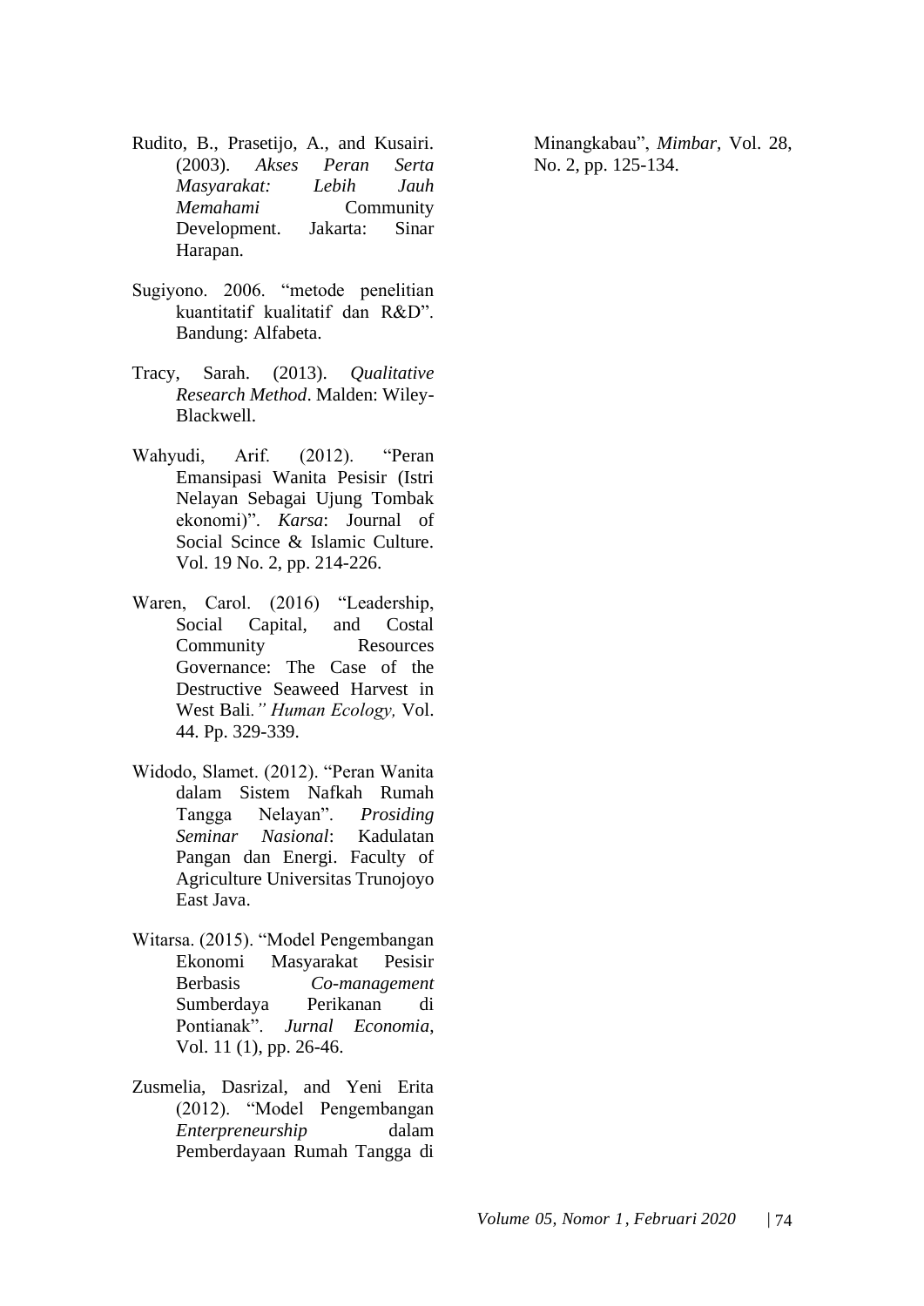Rudito, B., Prasetijo, A., and Kusairi. (2003). *Akses Peran Serta Masyarakat: Lebih Jauh Memahami* Community Development. Jakarta: Sinar Harapan.

Sugiyono. 2006. "metode penelitian kuantitatif kualitatif dan R&D". Bandung: Alfabeta.

Tracy, Sarah. (2013). *Qualitative Research Method*. Malden: Wiley-Blackwell.

Wahyudi, Arif. (2012). "Peran Emansipasi Wanita Pesisir (Istri Nelayan Sebagai Ujung Tombak ekonomi)". *Karsa*: Journal of Social Scince & Islamic Culture. Vol. 19 No. 2, pp. 214-226.

Waren, Carol. (2016) "Leadership, Social Capital, and Costal Community Resources Governance: The Case of the Destructive Seaweed Harvest in West Bali*." Human Ecology,* Vol. 44. Pp. 329-339.

Widodo, Slamet. (2012). "Peran Wanita dalam Sistem Nafkah Rumah Tangga Nelayan". *Prosiding Seminar Nasional*: Kadulatan Pangan dan Energi. Faculty of Agriculture Universitas Trunojoyo East Java.

Witarsa. (2015). "Model Pengembangan Ekonomi Masyarakat Pesisir Berbasis *Co-management* Sumberdaya Perikanan di Pontianak". *Jurnal Economia*, Vol. 11 (1), pp. 26-46.

Zusmelia, Dasrizal, and Yeni Erita (2012). "Model Pengembangan *Enterpreneurship* dalam Pemberdayaan Rumah Tangga di Minangkabau", *Mimbar*, Vol. 28, No. 2, pp. 125-134.